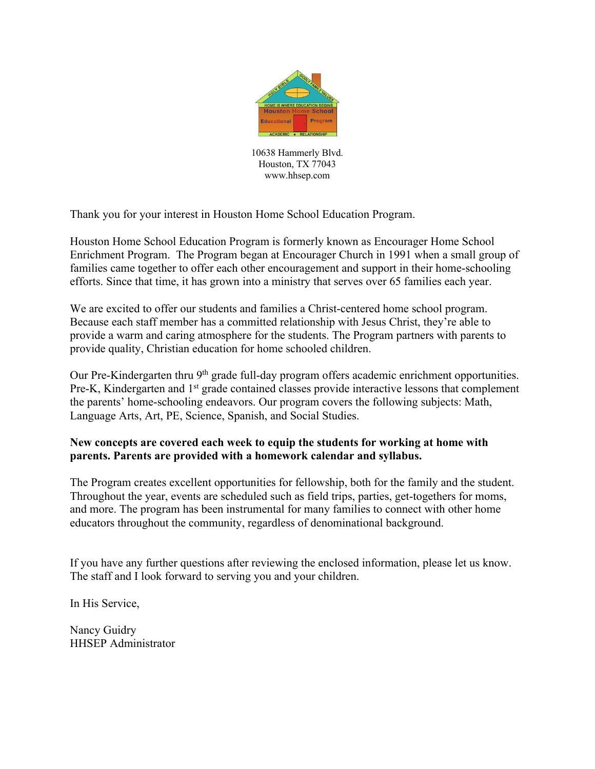10638 Hammerly Blvd.
Houston, TX 77043
www.hhsep.com

Thank you for your interest in Houston Home School Education Program.

Houston Home School Education Program is formerly known as Encourager Home School Enrichment Program. The Program began at Encourager Church in 1991 when a small group of families came together to offer each other encouragement and support in their home-schooling efforts. Since that time, it has grown into a ministry that serves over 65 families each year.

We are excited to offer our students and families a Christ-centered home school program. Because each staff member has a committed relationship with Jesus Christ, they're able to provide a warm and caring atmosphere for the students. The Program partners with parents to provide quality, Christian education for home schooled children.

Our Pre-Kindergarten thru 9th grade full-day program offers academic enrichment opportunities. Pre-K, Kindergarten and 1st grade contained classes provide interactive lessons that complement the parents' home-schooling endeavors. Our program covers the following subjects: Math, Language Arts, Art, PE, Science, Spanish, and Social Studies.

**New concepts are covered each week to equip the students for working at home with parents. Parents are provided with a homework calendar and syllabus.**

The Program creates excellent opportunities for fellowship, both for the family and the student. Throughout the year, events are scheduled such as field trips, parties, get-togethers for moms, and more. The program has been instrumental for many families to connect with other home educators throughout the community, regardless of denominational background.

If you have any further questions after reviewing the enclosed information, please let us know. The staff and I look forward to serving you and your children.

In His Service,

Nancy Guidry
HHSEP Administrator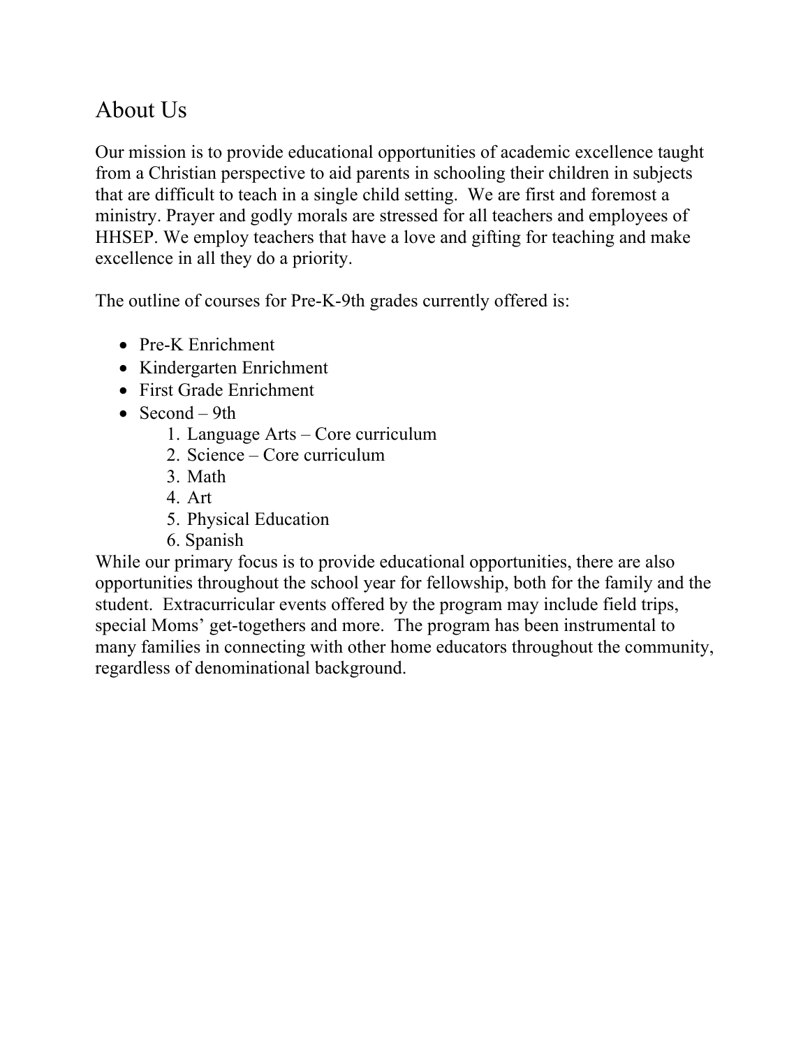## About Us

Our mission is to provide educational opportunities of academic excellence taught from a Christian perspective to aid parents in schooling their children in subjects that are difficult to teach in a single child setting. We are first and foremost a ministry. Prayer and godly morals are stressed for all teachers and employees of HHSEP. We employ teachers that have a love and gifting for teaching and make excellence in all they do a priority.

The outline of courses for Pre-K-9th grades currently offered is:

- Pre-K Enrichment
- Kindergarten Enrichment
- First Grade Enrichment
- Second – 9th
    1. Language Arts – Core curriculum
    2. Science – Core curriculum
    3. Math
    4. Art
    5. Physical Education
    6. Spanish

While our primary focus is to provide educational opportunities, there are also opportunities throughout the school year for fellowship, both for the family and the student. Extracurricular events offered by the program may include field trips, special Moms' get-togethers and more. The program has been instrumental to many families in connecting with other home educators throughout the community, regardless of denominational background.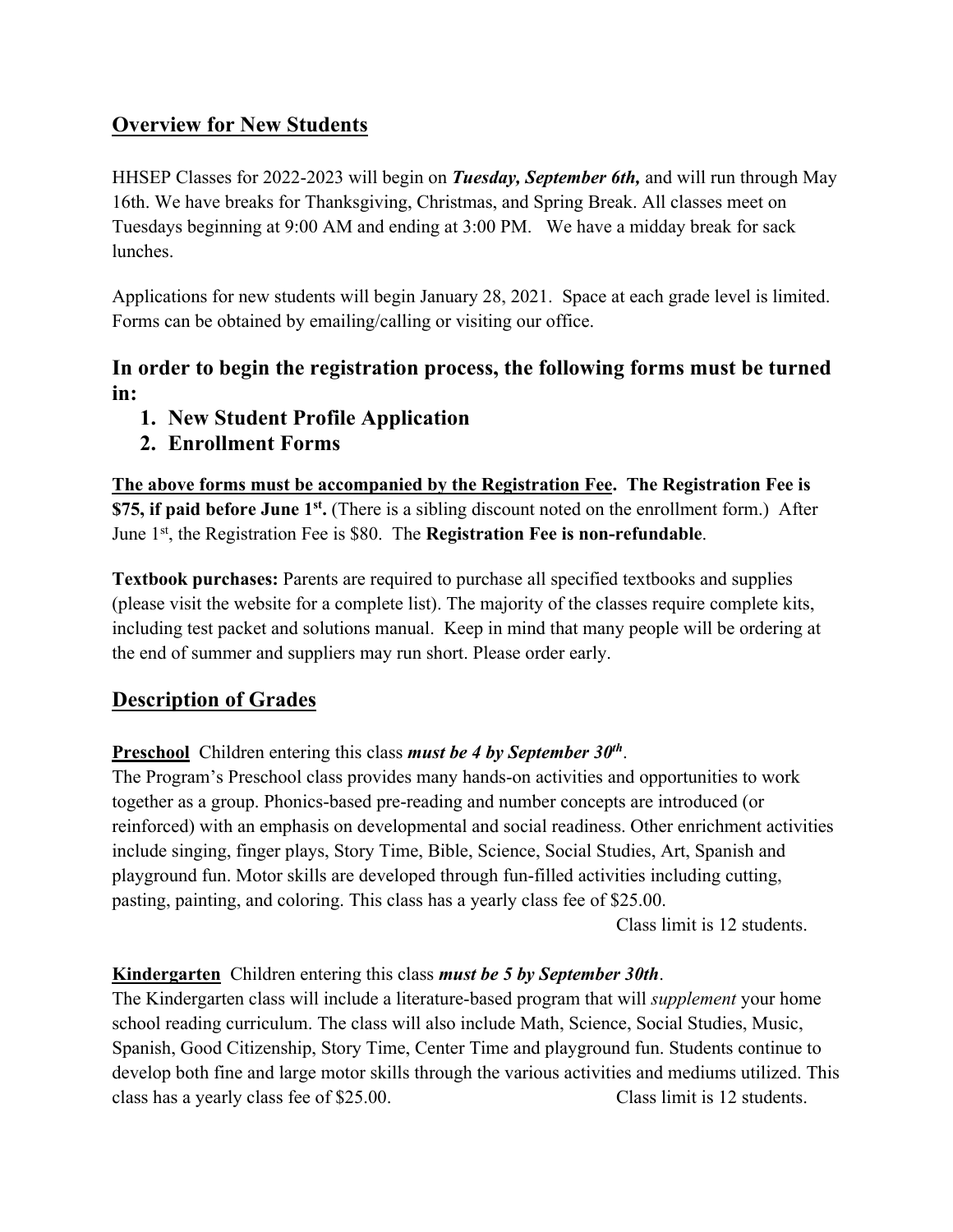## Overview for New Students

HHSEP Classes for 2022-2023 will begin on ***Tuesday, September 6th,*** and will run through May 16th. We have breaks for Thanksgiving, Christmas, and Spring Break. All classes meet on Tuesdays beginning at 9:00 AM and ending at 3:00 PM. We have a midday break for sack lunches.

Applications for new students will begin January 28, 2021. Space at each grade level is limited. Forms can be obtained by emailing/calling or visiting our office.

### In order to begin the registration process, the following forms must be turned in:

1. **New Student Profile Application**
2. **Enrollment Forms**

**The above forms must be accompanied by the Registration Fee. The Registration Fee is $75, if paid before June 1st.** (There is a sibling discount noted on the enrollment form.) After June 1st, the Registration Fee is $80. The **Registration Fee is non-refundable**.

**Textbook purchases:** Parents are required to purchase all specified textbooks and supplies (please visit the website for a complete list). The majority of the classes require complete kits, including test packet and solutions manual. Keep in mind that many people will be ordering at the end of summer and suppliers may run short. Please order early.

## Description of Grades

**Preschool** Children entering this class ***must be 4 by September 30th***.
The Program's Preschool class provides many hands-on activities and opportunities to work together as a group. Phonics-based pre-reading and number concepts are introduced (or reinforced) with an emphasis on developmental and social readiness. Other enrichment activities include singing, finger plays, Story Time, Bible, Science, Social Studies, Art, Spanish and playground fun. Motor skills are developed through fun-filled activities including cutting, pasting, painting, and coloring. This class has a yearly class fee of $25.00.

Class limit is 12 students.

**Kindergarten** Children entering this class ***must be 5 by September 30th***.
The Kindergarten class will include a literature-based program that will *supplement* your home school reading curriculum. The class will also include Math, Science, Social Studies, Music, Spanish, Good Citizenship, Story Time, Center Time and playground fun. Students continue to develop both fine and large motor skills through the various activities and mediums utilized. This class has a yearly class fee of $25.00.

Class limit is 12 students.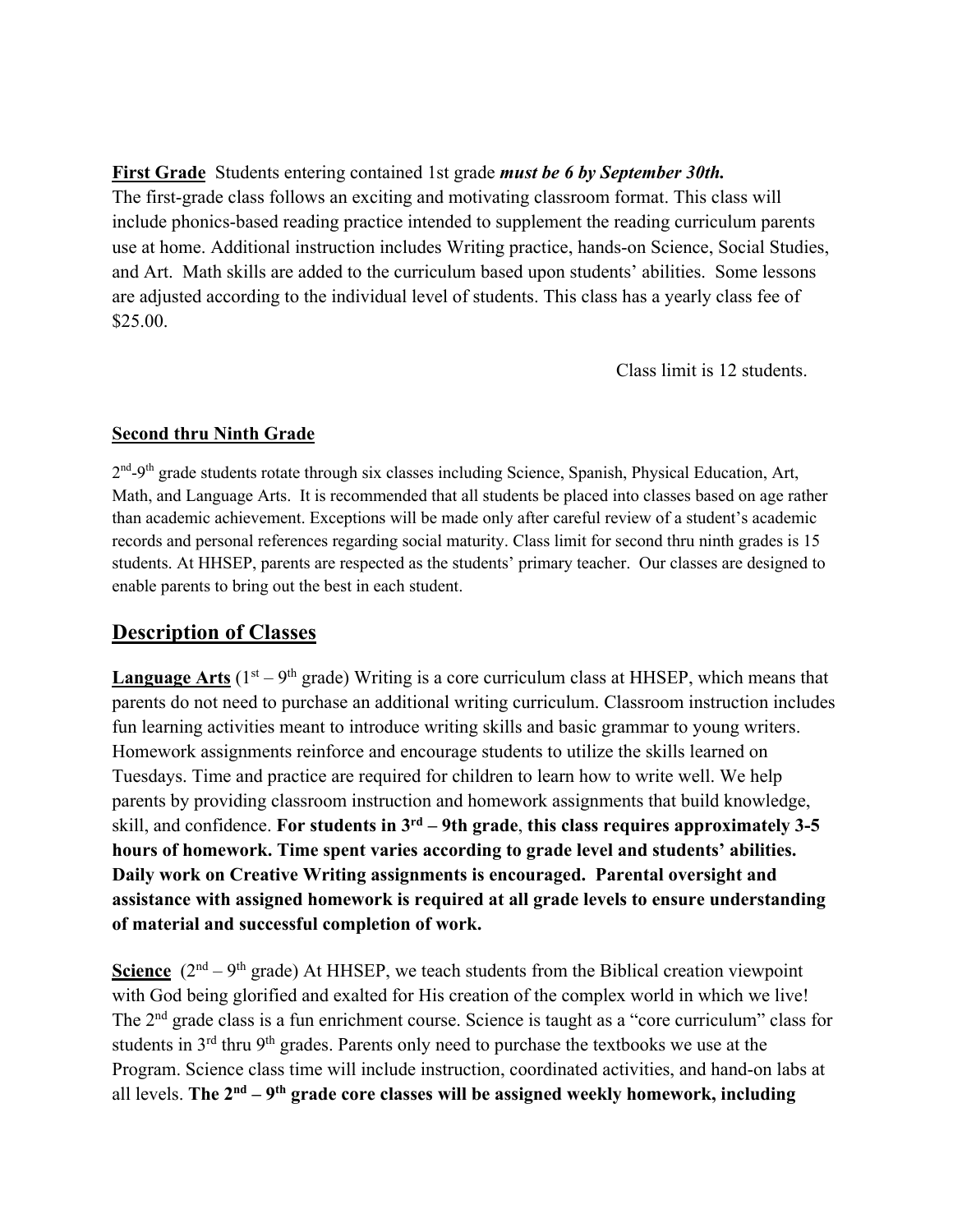**First Grade** Students entering contained 1st grade ***must be 6 by September 30th.***
The first-grade class follows an exciting and motivating classroom format. This class will include phonics-based reading practice intended to supplement the reading curriculum parents use at home. Additional instruction includes Writing practice, hands-on Science, Social Studies, and Art. Math skills are added to the curriculum based upon students' abilities. Some lessons are adjusted according to the individual level of students. This class has a yearly class fee of $25.00.

Class limit is 12 students.

**Second thru Ninth Grade**

2nd-9th grade students rotate through six classes including Science, Spanish, Physical Education, Art, Math, and Language Arts. It is recommended that all students be placed into classes based on age rather than academic achievement. Exceptions will be made only after careful review of a student's academic records and personal references regarding social maturity. Class limit for second thru ninth grades is 15 students. At HHSEP, parents are respected as the students' primary teacher. Our classes are designed to enable parents to bring out the best in each student.

## Description of Classes

**Language Arts** (1st – 9th grade) Writing is a core curriculum class at HHSEP, which means that parents do not need to purchase an additional writing curriculum. Classroom instruction includes fun learning activities meant to introduce writing skills and basic grammar to young writers. Homework assignments reinforce and encourage students to utilize the skills learned on Tuesdays. Time and practice are required for children to learn how to write well. We help parents by providing classroom instruction and homework assignments that build knowledge, skill, and confidence. **For students in 3rd – 9th grade**, **this class requires approximately 3-5 hours of homework. Time spent varies according to grade level and students' abilities. Daily work on Creative Writing assignments is encouraged. Parental oversight and assistance with assigned homework is required at all grade levels to ensure understanding of material and successful completion of work.**

**Science** (2nd – 9th grade) At HHSEP, we teach students from the Biblical creation viewpoint with God being glorified and exalted for His creation of the complex world in which we live! The 2nd grade class is a fun enrichment course. Science is taught as a "core curriculum" class for students in 3rd thru 9th grades. Parents only need to purchase the textbooks we use at the Program. Science class time will include instruction, coordinated activities, and hand-on labs at all levels. **The 2nd – 9th grade core classes will be assigned weekly homework, including**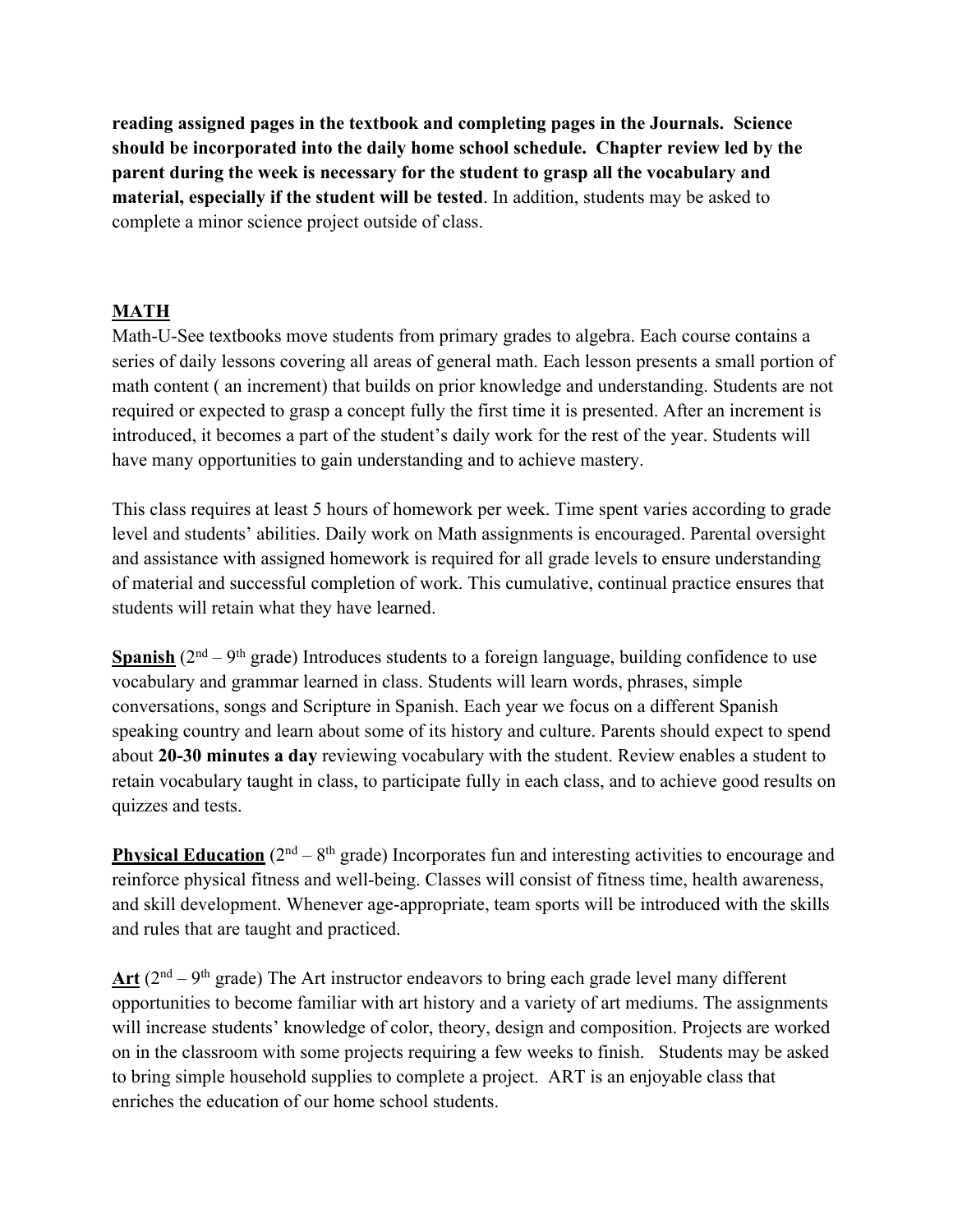**reading assigned pages in the textbook and completing pages in the Journals. Science should be incorporated into the daily home school schedule. Chapter review led by the parent during the week is necessary for the student to grasp all the vocabulary and material, especially if the student will be tested**. In addition, students may be asked to complete a minor science project outside of class.

## **MATH**

Math-U-See textbooks move students from primary grades to algebra. Each course contains a series of daily lessons covering all areas of general math. Each lesson presents a small portion of math content ( an increment) that builds on prior knowledge and understanding. Students are not required or expected to grasp a concept fully the first time it is presented. After an increment is introduced, it becomes a part of the student's daily work for the rest of the year. Students will have many opportunities to gain understanding and to achieve mastery.

This class requires at least 5 hours of homework per week. Time spent varies according to grade level and students' abilities. Daily work on Math assignments is encouraged. Parental oversight and assistance with assigned homework is required for all grade levels to ensure understanding of material and successful completion of work. This cumulative, continual practice ensures that students will retain what they have learned.

**Spanish** (2nd – 9th grade) Introduces students to a foreign language, building confidence to use vocabulary and grammar learned in class. Students will learn words, phrases, simple conversations, songs and Scripture in Spanish. Each year we focus on a different Spanish speaking country and learn about some of its history and culture. Parents should expect to spend about **20-30 minutes a day** reviewing vocabulary with the student. Review enables a student to retain vocabulary taught in class, to participate fully in each class, and to achieve good results on quizzes and tests.

**Physical Education** (2nd – 8th grade) Incorporates fun and interesting activities to encourage and reinforce physical fitness and well-being. Classes will consist of fitness time, health awareness, and skill development. Whenever age-appropriate, team sports will be introduced with the skills and rules that are taught and practiced.

**Art** (2nd – 9th grade) The Art instructor endeavors to bring each grade level many different opportunities to become familiar with art history and a variety of art mediums. The assignments will increase students' knowledge of color, theory, design and composition. Projects are worked on in the classroom with some projects requiring a few weeks to finish. Students may be asked to bring simple household supplies to complete a project. ART is an enjoyable class that enriches the education of our home school students.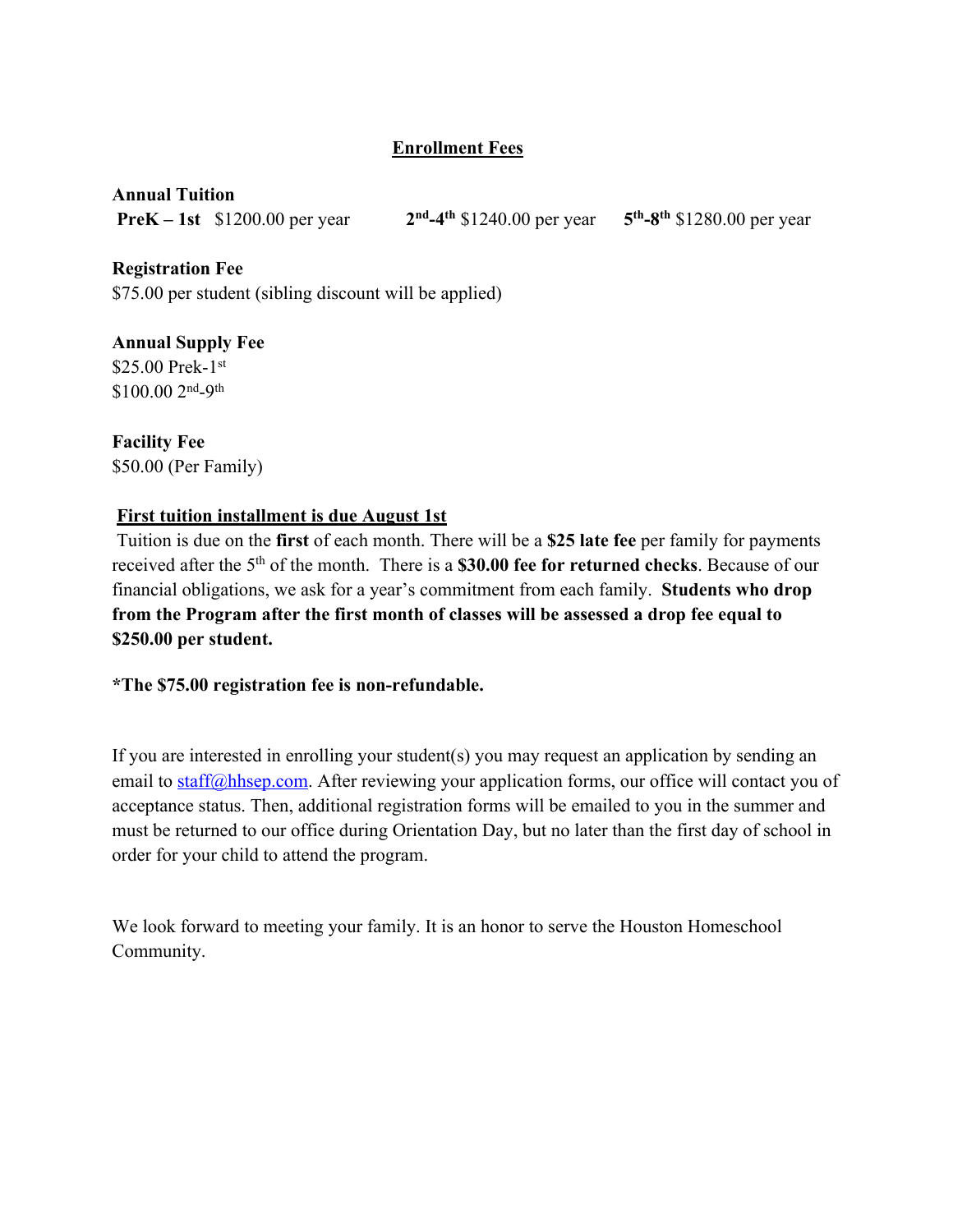## Enrollment Fees

**Annual Tuition**

**PreK – 1st** $1200.00 per year **2nd-4th** $1240.00 per year **5th-8th** $1280.00 per year

**Registration Fee**

$75.00 per student (sibling discount will be applied)

**Annual Supply Fee**

$25.00 Prek-1st

$100.00 2nd-9th

**Facility Fee**

$50.00 (Per Family)

**First tuition installment is due August 1st**

Tuition is due on the **first** of each month. There will be a **$25 late fee** per family for payments received after the 5th of the month. There is a **$30.00 fee for returned checks**. Because of our financial obligations, we ask for a year's commitment from each family. **Students who drop from the Program after the first month of classes will be assessed a drop fee equal to $250.00 per student.**

**\*The $75.00 registration fee is non-refundable.**

If you are interested in enrolling your student(s) you may request an application by sending an email to staff@hhsep.com. After reviewing your application forms, our office will contact you of acceptance status. Then, additional registration forms will be emailed to you in the summer and must be returned to our office during Orientation Day, but no later than the first day of school in order for your child to attend the program.

We look forward to meeting your family. It is an honor to serve the Houston Homeschool Community.